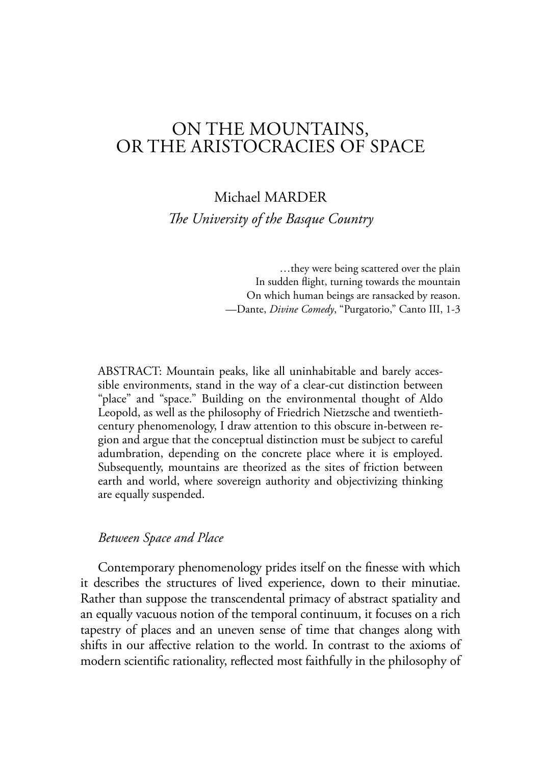# ON THE MOUNTAINS, OR THE ARISTOCRACIES OF SPACE

Michael MARDER
*The University of the Basque Country*

> …they were being scattered over the plain
> In sudden flight, turning towards the mountain
> On which human beings are ransacked by reason.
> —Dante, *Divine Comedy*, "Purgatorio," Canto III, 1-3

ABSTRACT: Mountain peaks, like all uninhabitable and barely accessible environments, stand in the way of a clear-cut distinction between "place" and "space." Building on the environmental thought of Aldo Leopold, as well as the philosophy of Friedrich Nietzsche and twentieth-century phenomenology, I draw attention to this obscure in-between region and argue that the conceptual distinction must be subject to careful adumbration, depending on the concrete place where it is employed. Subsequently, mountains are theorized as the sites of friction between earth and world, where sovereign authority and objectivizing thinking are equally suspended.

## *Between Space and Place*

Contemporary phenomenology prides itself on the finesse with which it describes the structures of lived experience, down to their minutiae. Rather than suppose the transcendental primacy of abstract spatiality and an equally vacuous notion of the temporal continuum, it focuses on a rich tapestry of places and an uneven sense of time that changes along with shifts in our affective relation to the world. In contrast to the axioms of modern scientific rationality, reflected most faithfully in the philosophy of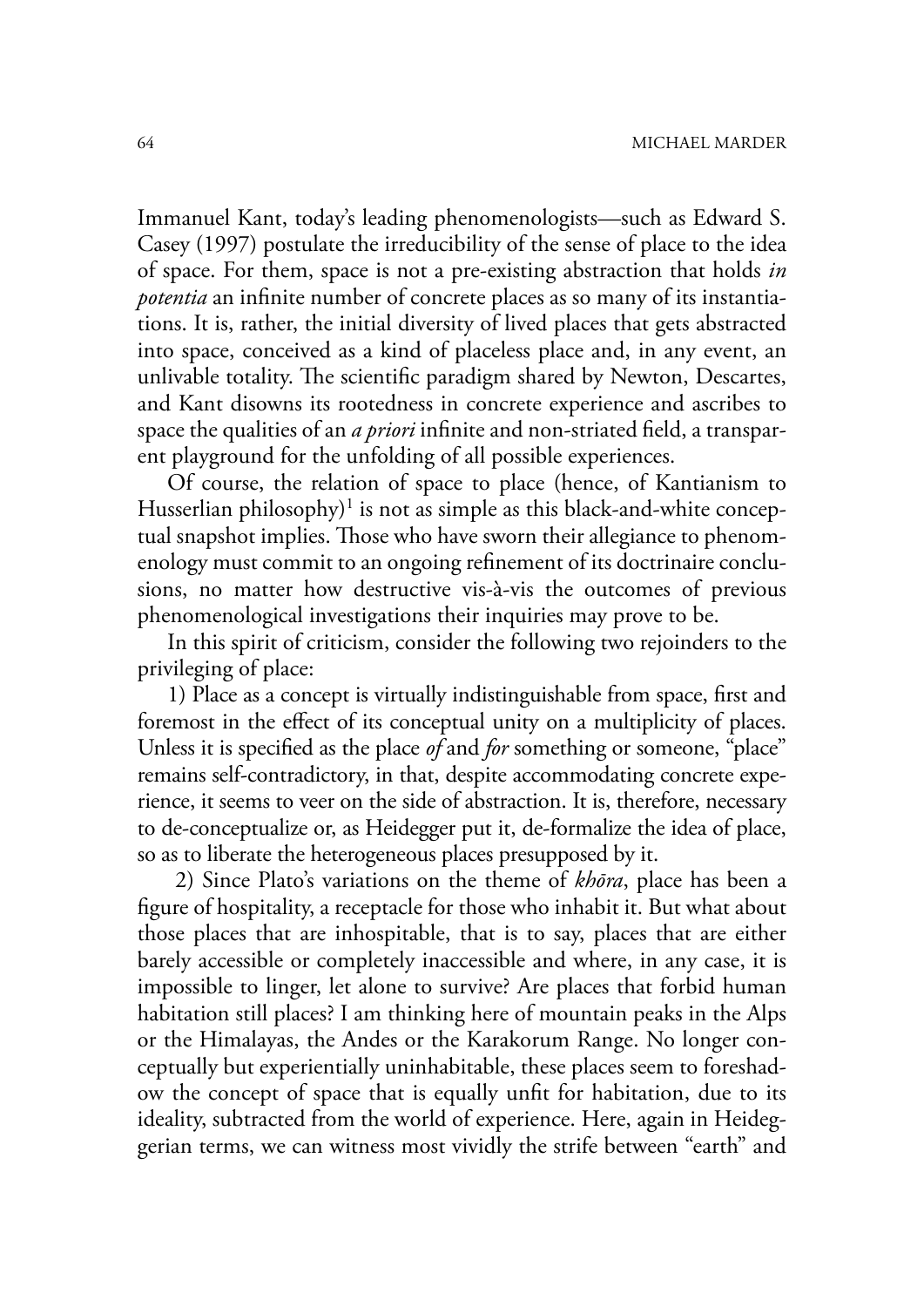Immanuel Kant, today's leading phenomenologists—such as Edward S. Casey (1997) postulate the irreducibility of the sense of place to the idea of space. For them, space is not a pre-existing abstraction that holds *in potentia* an infinite number of concrete places as so many of its instantiations. It is, rather, the initial diversity of lived places that gets abstracted into space, conceived as a kind of placeless place and, in any event, an unlivable totality. The scientific paradigm shared by Newton, Descartes, and Kant disowns its rootedness in concrete experience and ascribes to space the qualities of an *a priori* infinite and non-striated field, a transparent playground for the unfolding of all possible experiences.

Of course, the relation of space to place (hence, of Kantianism to Husserlian philosophy)[1] is not as simple as this black-and-white conceptual snapshot implies. Those who have sworn their allegiance to phenomenology must commit to an ongoing refinement of its doctrinaire conclusions, no matter how destructive vis-à-vis the outcomes of previous phenomenological investigations their inquiries may prove to be.

In this spirit of criticism, consider the following two rejoinders to the privileging of place:

1) Place as a concept is virtually indistinguishable from space, first and foremost in the effect of its conceptual unity on a multiplicity of places. Unless it is specified as the place *of* and *for* something or someone, "place" remains self-contradictory, in that, despite accommodating concrete experience, it seems to veer on the side of abstraction. It is, therefore, necessary to de-conceptualize or, as Heidegger put it, de-formalize the idea of place, so as to liberate the heterogeneous places presupposed by it.

2) Since Plato's variations on the theme of *khōra*, place has been a figure of hospitality, a receptacle for those who inhabit it. But what about those places that are inhospitable, that is to say, places that are either barely accessible or completely inaccessible and where, in any case, it is impossible to linger, let alone to survive? Are places that forbid human habitation still places? I am thinking here of mountain peaks in the Alps or the Himalayas, the Andes or the Karakorum Range. No longer conceptually but experientially uninhabitable, these places seem to foreshadow the concept of space that is equally unfit for habitation, due to its ideality, subtracted from the world of experience. Here, again in Heideggerian terms, we can witness most vividly the strife between "earth" and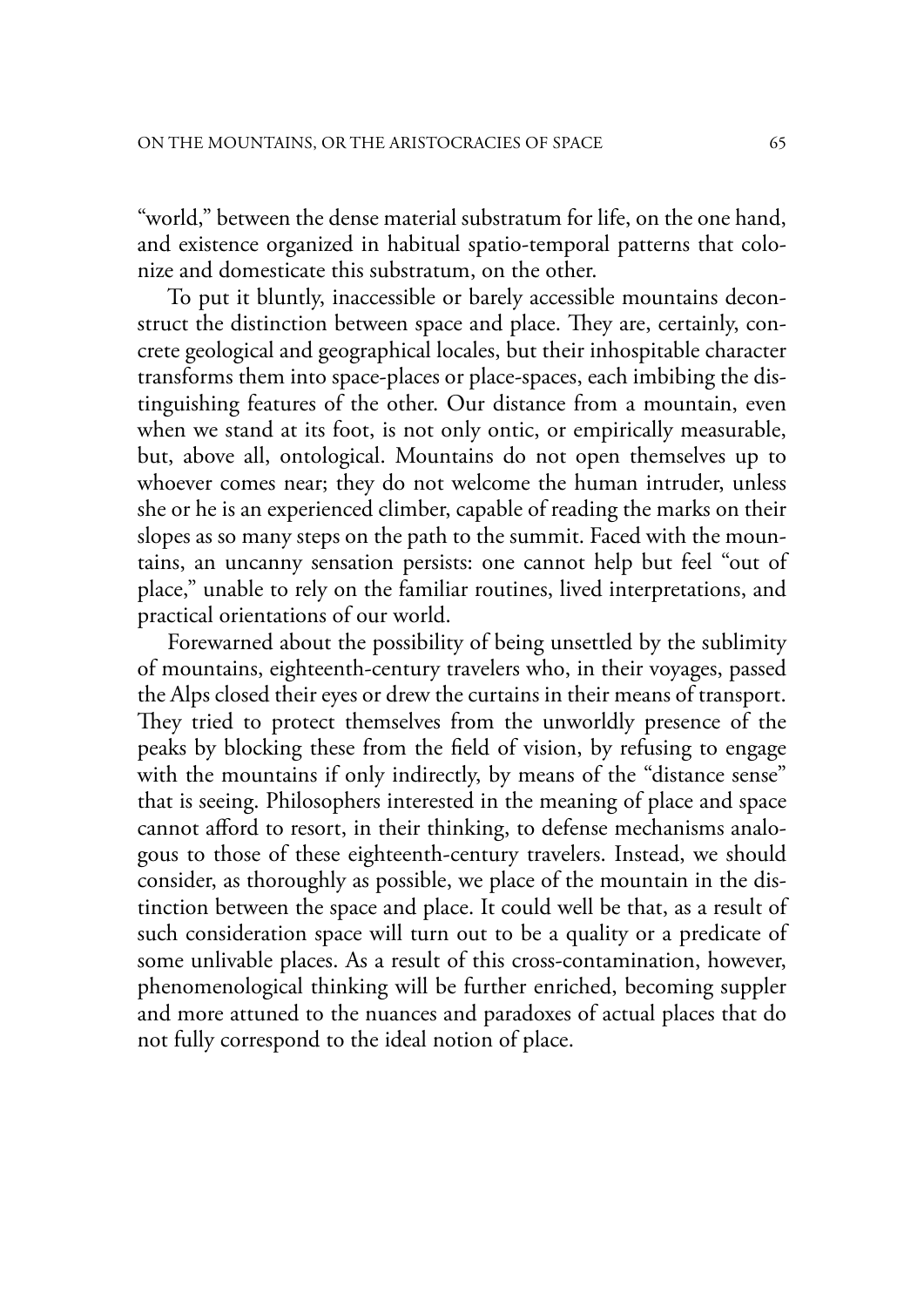"world," between the dense material substratum for life, on the one hand, and existence organized in habitual spatio-temporal patterns that colonize and domesticate this substratum, on the other.

To put it bluntly, inaccessible or barely accessible mountains deconstruct the distinction between space and place. They are, certainly, concrete geological and geographical locales, but their inhospitable character transforms them into space-places or place-spaces, each imbibing the distinguishing features of the other. Our distance from a mountain, even when we stand at its foot, is not only ontic, or empirically measurable, but, above all, ontological. Mountains do not open themselves up to whoever comes near; they do not welcome the human intruder, unless she or he is an experienced climber, capable of reading the marks on their slopes as so many steps on the path to the summit. Faced with the mountains, an uncanny sensation persists: one cannot help but feel "out of place," unable to rely on the familiar routines, lived interpretations, and practical orientations of our world.

Forewarned about the possibility of being unsettled by the sublimity of mountains, eighteenth-century travelers who, in their voyages, passed the Alps closed their eyes or drew the curtains in their means of transport. They tried to protect themselves from the unworldly presence of the peaks by blocking these from the field of vision, by refusing to engage with the mountains if only indirectly, by means of the "distance sense" that is seeing. Philosophers interested in the meaning of place and space cannot afford to resort, in their thinking, to defense mechanisms analogous to those of these eighteenth-century travelers. Instead, we should consider, as thoroughly as possible, we place of the mountain in the distinction between the space and place. It could well be that, as a result of such consideration space will turn out to be a quality or a predicate of some unlivable places. As a result of this cross-contamination, however, phenomenological thinking will be further enriched, becoming suppler and more attuned to the nuances and paradoxes of actual places that do not fully correspond to the ideal notion of place.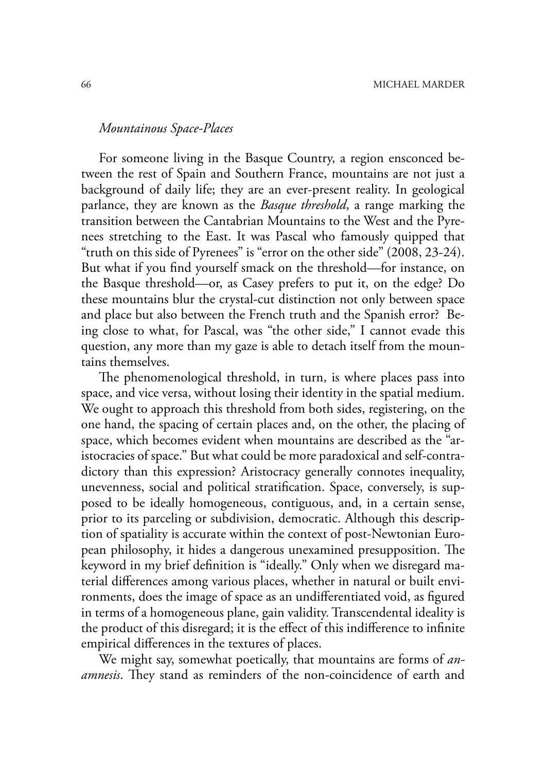### *Mountainous Space-Places*

For someone living in the Basque Country, a region ensconced between the rest of Spain and Southern France, mountains are not just a background of daily life; they are an ever-present reality. In geological parlance, they are known as the *Basque threshold*, a range marking the transition between the Cantabrian Mountains to the West and the Pyrenees stretching to the East. It was Pascal who famously quipped that "truth on this side of Pyrenees" is "error on the other side" (2008, 23-24). But what if you find yourself smack on the threshold—for instance, on the Basque threshold—or, as Casey prefers to put it, on the edge? Do these mountains blur the crystal-cut distinction not only between space and place but also between the French truth and the Spanish error? Being close to what, for Pascal, was "the other side," I cannot evade this question, any more than my gaze is able to detach itself from the mountains themselves.

The phenomenological threshold, in turn, is where places pass into space, and vice versa, without losing their identity in the spatial medium. We ought to approach this threshold from both sides, registering, on the one hand, the spacing of certain places and, on the other, the placing of space, which becomes evident when mountains are described as the "aristocracies of space." But what could be more paradoxical and self-contradictory than this expression? Aristocracy generally connotes inequality, unevenness, social and political stratification. Space, conversely, is supposed to be ideally homogeneous, contiguous, and, in a certain sense, prior to its parceling or subdivision, democratic. Although this description of spatiality is accurate within the context of post-Newtonian European philosophy, it hides a dangerous unexamined presupposition. The keyword in my brief definition is "ideally." Only when we disregard material differences among various places, whether in natural or built environments, does the image of space as an undifferentiated void, as figured in terms of a homogeneous plane, gain validity. Transcendental ideality is the product of this disregard; it is the effect of this indifference to infinite empirical differences in the textures of places.

We might say, somewhat poetically, that mountains are forms of *anamnesis*. They stand as reminders of the non-coincidence of earth and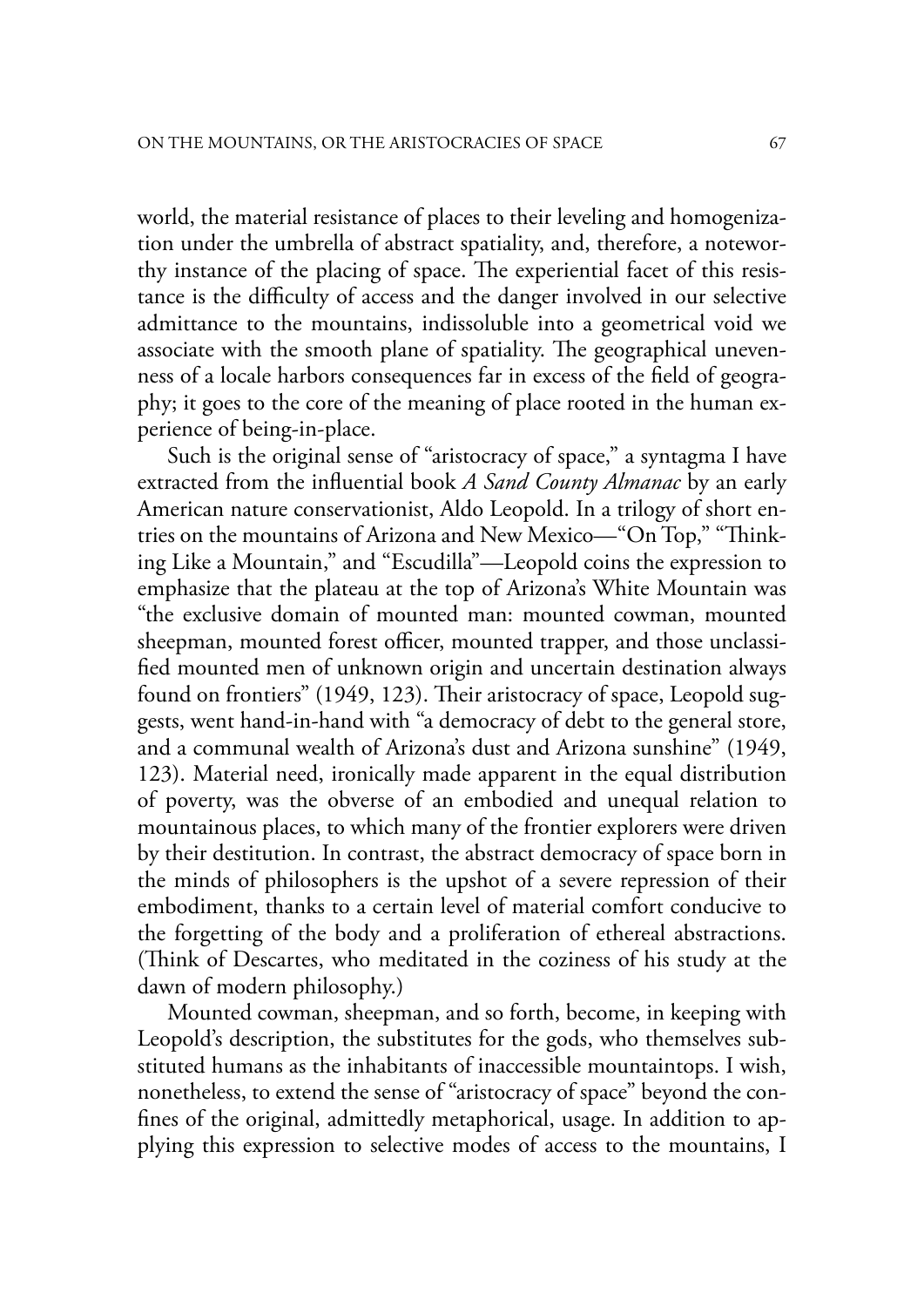world, the material resistance of places to their leveling and homogenization under the umbrella of abstract spatiality, and, therefore, a noteworthy instance of the placing of space. The experiential facet of this resistance is the difficulty of access and the danger involved in our selective admittance to the mountains, indissoluble into a geometrical void we associate with the smooth plane of spatiality. The geographical unevenness of a locale harbors consequences far in excess of the field of geography; it goes to the core of the meaning of place rooted in the human experience of being-in-place.

Such is the original sense of "aristocracy of space," a syntagma I have extracted from the influential book *A Sand County Almanac* by an early American nature conservationist, Aldo Leopold. In a trilogy of short entries on the mountains of Arizona and New Mexico—"On Top," "Thinking Like a Mountain," and "Escudilla"—Leopold coins the expression to emphasize that the plateau at the top of Arizona's White Mountain was "the exclusive domain of mounted man: mounted cowman, mounted sheepman, mounted forest officer, mounted trapper, and those unclassified mounted men of unknown origin and uncertain destination always found on frontiers" (1949, 123). Their aristocracy of space, Leopold suggests, went hand-in-hand with "a democracy of debt to the general store, and a communal wealth of Arizona's dust and Arizona sunshine" (1949, 123). Material need, ironically made apparent in the equal distribution of poverty, was the obverse of an embodied and unequal relation to mountainous places, to which many of the frontier explorers were driven by their destitution. In contrast, the abstract democracy of space born in the minds of philosophers is the upshot of a severe repression of their embodiment, thanks to a certain level of material comfort conducive to the forgetting of the body and a proliferation of ethereal abstractions. (Think of Descartes, who meditated in the coziness of his study at the dawn of modern philosophy.)

Mounted cowman, sheepman, and so forth, become, in keeping with Leopold's description, the substitutes for the gods, who themselves substituted humans as the inhabitants of inaccessible mountaintops. I wish, nonetheless, to extend the sense of "aristocracy of space" beyond the confines of the original, admittedly metaphorical, usage. In addition to applying this expression to selective modes of access to the mountains, I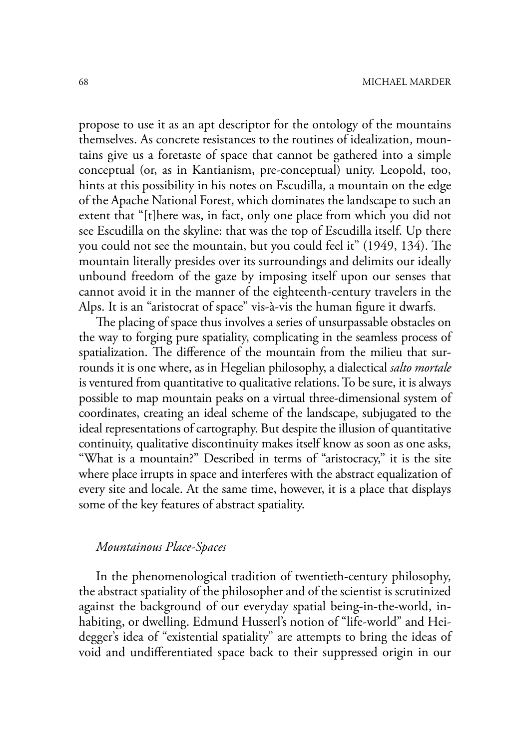propose to use it as an apt descriptor for the ontology of the mountains themselves. As concrete resistances to the routines of idealization, mountains give us a foretaste of space that cannot be gathered into a simple conceptual (or, as in Kantianism, pre-conceptual) unity. Leopold, too, hints at this possibility in his notes on Escudilla, a mountain on the edge of the Apache National Forest, which dominates the landscape to such an extent that "[t]here was, in fact, only one place from which you did not see Escudilla on the skyline: that was the top of Escudilla itself. Up there you could not see the mountain, but you could feel it" (1949, 134). The mountain literally presides over its surroundings and delimits our ideally unbound freedom of the gaze by imposing itself upon our senses that cannot avoid it in the manner of the eighteenth-century travelers in the Alps. It is an "aristocrat of space" vis-à-vis the human figure it dwarfs.

The placing of space thus involves a series of unsurpassable obstacles on the way to forging pure spatiality, complicating in the seamless process of spatialization. The difference of the mountain from the milieu that surrounds it is one where, as in Hegelian philosophy, a dialectical *salto mortale* is ventured from quantitative to qualitative relations. To be sure, it is always possible to map mountain peaks on a virtual three-dimensional system of coordinates, creating an ideal scheme of the landscape, subjugated to the ideal representations of cartography. But despite the illusion of quantitative continuity, qualitative discontinuity makes itself know as soon as one asks, "What is a mountain?" Described in terms of "aristocracy," it is the site where place irrupts in space and interferes with the abstract equalization of every site and locale. At the same time, however, it is a place that displays some of the key features of abstract spatiality.

### *Mountainous Place-Spaces*

In the phenomenological tradition of twentieth-century philosophy, the abstract spatiality of the philosopher and of the scientist is scrutinized against the background of our everyday spatial being-in-the-world, inhabiting, or dwelling. Edmund Husserl's notion of "life-world" and Heidegger's idea of "existential spatiality" are attempts to bring the ideas of void and undifferentiated space back to their suppressed origin in our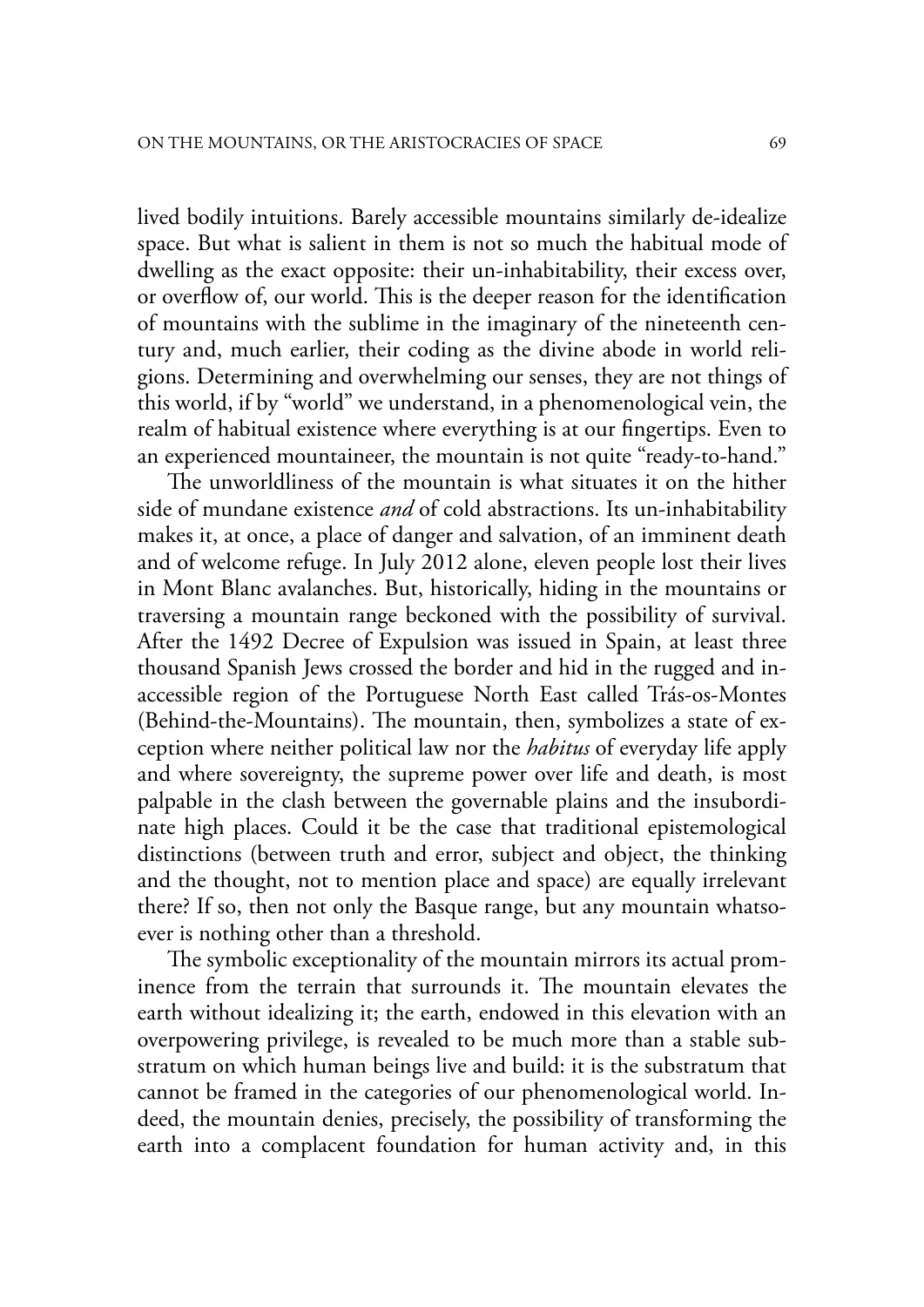lived bodily intuitions. Barely accessible mountains similarly de-idealize space. But what is salient in them is not so much the habitual mode of dwelling as the exact opposite: their un-inhabitability, their excess over, or overflow of, our world. This is the deeper reason for the identification of mountains with the sublime in the imaginary of the nineteenth century and, much earlier, their coding as the divine abode in world religions. Determining and overwhelming our senses, they are not things of this world, if by "world" we understand, in a phenomenological vein, the realm of habitual existence where everything is at our fingertips. Even to an experienced mountaineer, the mountain is not quite "ready-to-hand."

The unworldliness of the mountain is what situates it on the hither side of mundane existence *and* of cold abstractions. Its un-inhabitability makes it, at once, a place of danger and salvation, of an imminent death and of welcome refuge. In July 2012 alone, eleven people lost their lives in Mont Blanc avalanches. But, historically, hiding in the mountains or traversing a mountain range beckoned with the possibility of survival. After the 1492 Decree of Expulsion was issued in Spain, at least three thousand Spanish Jews crossed the border and hid in the rugged and inaccessible region of the Portuguese North East called Trás-os-Montes (Behind-the-Mountains). The mountain, then, symbolizes a state of exception where neither political law nor the *habitus* of everyday life apply and where sovereignty, the supreme power over life and death, is most palpable in the clash between the governable plains and the insubordinate high places. Could it be the case that traditional epistemological distinctions (between truth and error, subject and object, the thinking and the thought, not to mention place and space) are equally irrelevant there? If so, then not only the Basque range, but any mountain whatsoever is nothing other than a threshold.

The symbolic exceptionality of the mountain mirrors its actual prominence from the terrain that surrounds it. The mountain elevates the earth without idealizing it; the earth, endowed in this elevation with an overpowering privilege, is revealed to be much more than a stable substratum on which human beings live and build: it is the substratum that cannot be framed in the categories of our phenomenological world. Indeed, the mountain denies, precisely, the possibility of transforming the earth into a complacent foundation for human activity and, in this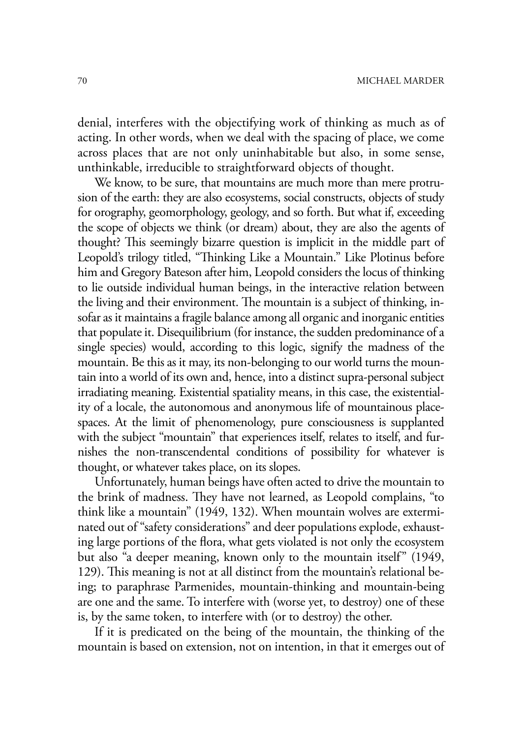denial, interferes with the objectifying work of thinking as much as of acting. In other words, when we deal with the spacing of place, we come across places that are not only uninhabitable but also, in some sense, unthinkable, irreducible to straightforward objects of thought.

We know, to be sure, that mountains are much more than mere protrusion of the earth: they are also ecosystems, social constructs, objects of study for orography, geomorphology, geology, and so forth. But what if, exceeding the scope of objects we think (or dream) about, they are also the agents of thought? This seemingly bizarre question is implicit in the middle part of Leopold's trilogy titled, "Thinking Like a Mountain." Like Plotinus before him and Gregory Bateson after him, Leopold considers the locus of thinking to lie outside individual human beings, in the interactive relation between the living and their environment. The mountain is a subject of thinking, insofar as it maintains a fragile balance among all organic and inorganic entities that populate it. Disequilibrium (for instance, the sudden predominance of a single species) would, according to this logic, signify the madness of the mountain. Be this as it may, its non-belonging to our world turns the mountain into a world of its own and, hence, into a distinct supra-personal subject irradiating meaning. Existential spatiality means, in this case, the existentiality of a locale, the autonomous and anonymous life of mountainous place-spaces. At the limit of phenomenology, pure consciousness is supplanted with the subject "mountain" that experiences itself, relates to itself, and furnishes the non-transcendental conditions of possibility for whatever is thought, or whatever takes place, on its slopes.

Unfortunately, human beings have often acted to drive the mountain to the brink of madness. They have not learned, as Leopold complains, "to think like a mountain" (1949, 132). When mountain wolves are exterminated out of "safety considerations" and deer populations explode, exhausting large portions of the flora, what gets violated is not only the ecosystem but also "a deeper meaning, known only to the mountain itself" (1949, 129). This meaning is not at all distinct from the mountain's relational being; to paraphrase Parmenides, mountain-thinking and mountain-being are one and the same. To interfere with (worse yet, to destroy) one of these is, by the same token, to interfere with (or to destroy) the other.

If it is predicated on the being of the mountain, the thinking of the mountain is based on extension, not on intention, in that it emerges out of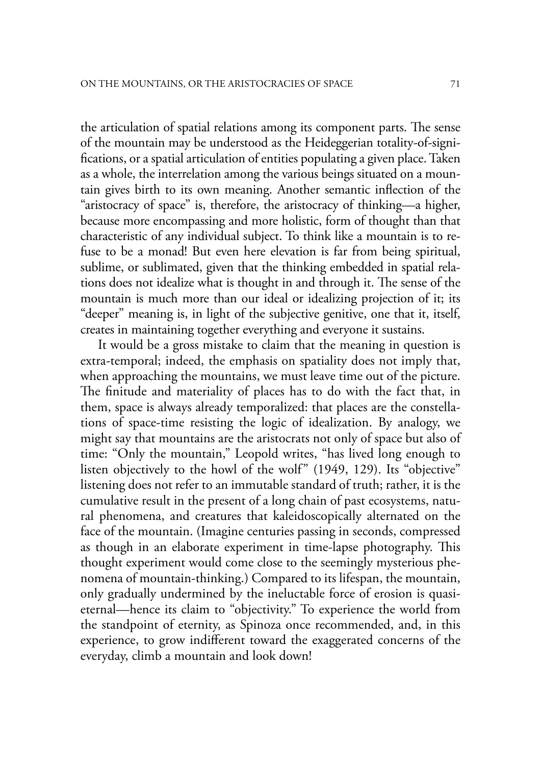the articulation of spatial relations among its component parts. The sense of the mountain may be understood as the Heideggerian totality-of-significations, or a spatial articulation of entities populating a given place. Taken as a whole, the interrelation among the various beings situated on a mountain gives birth to its own meaning. Another semantic inflection of the "aristocracy of space" is, therefore, the aristocracy of thinking—a higher, because more encompassing and more holistic, form of thought than that characteristic of any individual subject. To think like a mountain is to refuse to be a monad! But even here elevation is far from being spiritual, sublime, or sublimated, given that the thinking embedded in spatial relations does not idealize what is thought in and through it. The sense of the mountain is much more than our ideal or idealizing projection of it; its "deeper" meaning is, in light of the subjective genitive, one that it, itself, creates in maintaining together everything and everyone it sustains.

It would be a gross mistake to claim that the meaning in question is extra-temporal; indeed, the emphasis on spatiality does not imply that, when approaching the mountains, we must leave time out of the picture. The finitude and materiality of places has to do with the fact that, in them, space is always already temporalized: that places are the constellations of space-time resisting the logic of idealization. By analogy, we might say that mountains are the aristocrats not only of space but also of time: "Only the mountain," Leopold writes, "has lived long enough to listen objectively to the howl of the wolf" (1949, 129). Its "objective" listening does not refer to an immutable standard of truth; rather, it is the cumulative result in the present of a long chain of past ecosystems, natural phenomena, and creatures that kaleidoscopically alternated on the face of the mountain. (Imagine centuries passing in seconds, compressed as though in an elaborate experiment in time-lapse photography. This thought experiment would come close to the seemingly mysterious phenomena of mountain-thinking.) Compared to its lifespan, the mountain, only gradually undermined by the ineluctable force of erosion is quasi-eternal—hence its claim to "objectivity." To experience the world from the standpoint of eternity, as Spinoza once recommended, and, in this experience, to grow indifferent toward the exaggerated concerns of the everyday, climb a mountain and look down!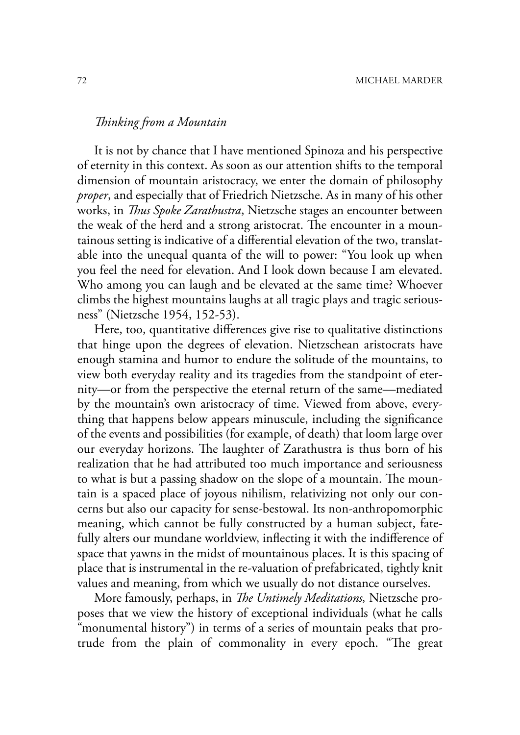*Thinking from a Mountain*

It is not by chance that I have mentioned Spinoza and his perspective of eternity in this context. As soon as our attention shifts to the temporal dimension of mountain aristocracy, we enter the domain of philosophy *proper*, and especially that of Friedrich Nietzsche. As in many of his other works, in *Thus Spoke Zarathustra*, Nietzsche stages an encounter between the weak of the herd and a strong aristocrat. The encounter in a mountainous setting is indicative of a differential elevation of the two, translatable into the unequal quanta of the will to power: "You look up when you feel the need for elevation. And I look down because I am elevated. Who among you can laugh and be elevated at the same time? Whoever climbs the highest mountains laughs at all tragic plays and tragic seriousness" (Nietzsche 1954, 152-53).

Here, too, quantitative differences give rise to qualitative distinctions that hinge upon the degrees of elevation. Nietzschean aristocrats have enough stamina and humor to endure the solitude of the mountains, to view both everyday reality and its tragedies from the standpoint of eternity—or from the perspective the eternal return of the same—mediated by the mountain's own aristocracy of time. Viewed from above, everything that happens below appears minuscule, including the significance of the events and possibilities (for example, of death) that loom large over our everyday horizons. The laughter of Zarathustra is thus born of his realization that he had attributed too much importance and seriousness to what is but a passing shadow on the slope of a mountain. The mountain is a spaced place of joyous nihilism, relativizing not only our concerns but also our capacity for sense-bestowal. Its non-anthropomorphic meaning, which cannot be fully constructed by a human subject, fatefully alters our mundane worldview, inflecting it with the indifference of space that yawns in the midst of mountainous places. It is this spacing of place that is instrumental in the re-valuation of prefabricated, tightly knit values and meaning, from which we usually do not distance ourselves.

More famously, perhaps, in *The Untimely Meditations,* Nietzsche proposes that we view the history of exceptional individuals (what he calls "monumental history") in terms of a series of mountain peaks that protrude from the plain of commonality in every epoch. "The great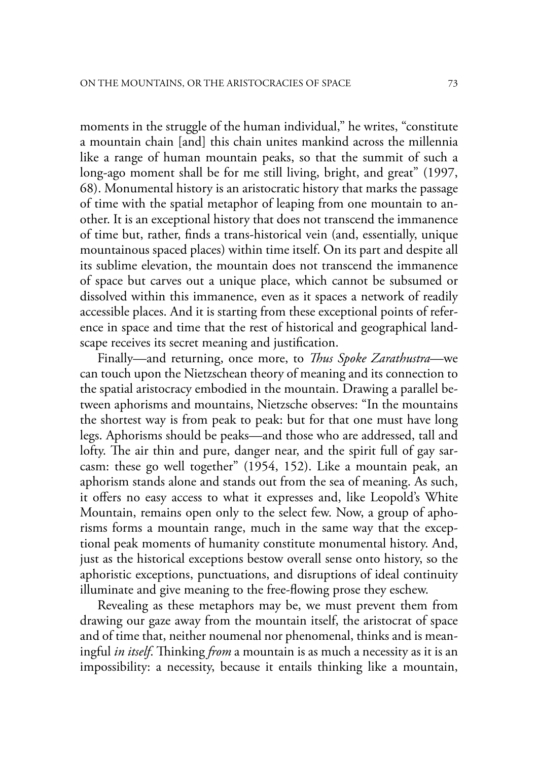moments in the struggle of the human individual," he writes, "constitute a mountain chain [and] this chain unites mankind across the millennia like a range of human mountain peaks, so that the summit of such a long-ago moment shall be for me still living, bright, and great" (1997, 68). Monumental history is an aristocratic history that marks the passage of time with the spatial metaphor of leaping from one mountain to another. It is an exceptional history that does not transcend the immanence of time but, rather, finds a trans-historical vein (and, essentially, unique mountainous spaced places) within time itself. On its part and despite all its sublime elevation, the mountain does not transcend the immanence of space but carves out a unique place, which cannot be subsumed or dissolved within this immanence, even as it spaces a network of readily accessible places. And it is starting from these exceptional points of reference in space and time that the rest of historical and geographical landscape receives its secret meaning and justification.

Finally—and returning, once more, to *Thus Spoke Zarathustra*—we can touch upon the Nietzschean theory of meaning and its connection to the spatial aristocracy embodied in the mountain. Drawing a parallel between aphorisms and mountains, Nietzsche observes: "In the mountains the shortest way is from peak to peak: but for that one must have long legs. Aphorisms should be peaks—and those who are addressed, tall and lofty. The air thin and pure, danger near, and the spirit full of gay sarcasm: these go well together" (1954, 152). Like a mountain peak, an aphorism stands alone and stands out from the sea of meaning. As such, it offers no easy access to what it expresses and, like Leopold's White Mountain, remains open only to the select few. Now, a group of aphorisms forms a mountain range, much in the same way that the exceptional peak moments of humanity constitute monumental history. And, just as the historical exceptions bestow overall sense onto history, so the aphoristic exceptions, punctuations, and disruptions of ideal continuity illuminate and give meaning to the free-flowing prose they eschew.

Revealing as these metaphors may be, we must prevent them from drawing our gaze away from the mountain itself, the aristocrat of space and of time that, neither noumenal nor phenomenal, thinks and is meaningful *in itself*. Thinking *from* a mountain is as much a necessity as it is an impossibility: a necessity, because it entails thinking like a mountain,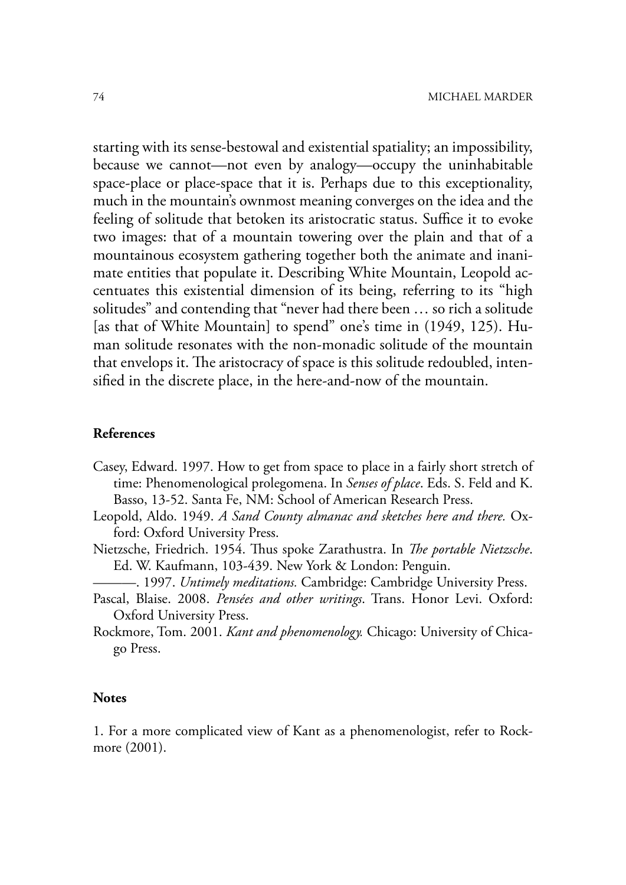starting with its sense-bestowal and existential spatiality; an impossibility, because we cannot—not even by analogy—occupy the uninhabitable space-place or place-space that it is. Perhaps due to this exceptionality, much in the mountain's ownmost meaning converges on the idea and the feeling of solitude that betoken its aristocratic status. Suffice it to evoke two images: that of a mountain towering over the plain and that of a mountainous ecosystem gathering together both the animate and inanimate entities that populate it. Describing White Mountain, Leopold accentuates this existential dimension of its being, referring to its "high solitudes" and contending that "never had there been … so rich a solitude [as that of White Mountain] to spend" one's time in (1949, 125). Human solitude resonates with the non-monadic solitude of the mountain that envelops it. The aristocracy of space is this solitude redoubled, intensified in the discrete place, in the here-and-now of the mountain.

**References**

Casey, Edward. 1997. How to get from space to place in a fairly short stretch of time: Phenomenological prolegomena. In *Senses of place*. Eds. S. Feld and K. Basso, 13-52. Santa Fe, NM: School of American Research Press.

Leopold, Aldo. 1949. *A Sand County almanac and sketches here and there.* Oxford: Oxford University Press.

Nietzsche, Friedrich. 1954. Thus spoke Zarathustra. In *The portable Nietzsche*. Ed. W. Kaufmann, 103-439. New York & London: Penguin.

———. 1997. *Untimely meditations.* Cambridge: Cambridge University Press.

Pascal, Blaise. 2008. *Pensées and other writings*. Trans. Honor Levi. Oxford: Oxford University Press.

Rockmore, Tom. 2001. *Kant and phenomenology.* Chicago: University of Chicago Press.

**Notes**

1. For a more complicated view of Kant as a phenomenologist, refer to Rockmore (2001).